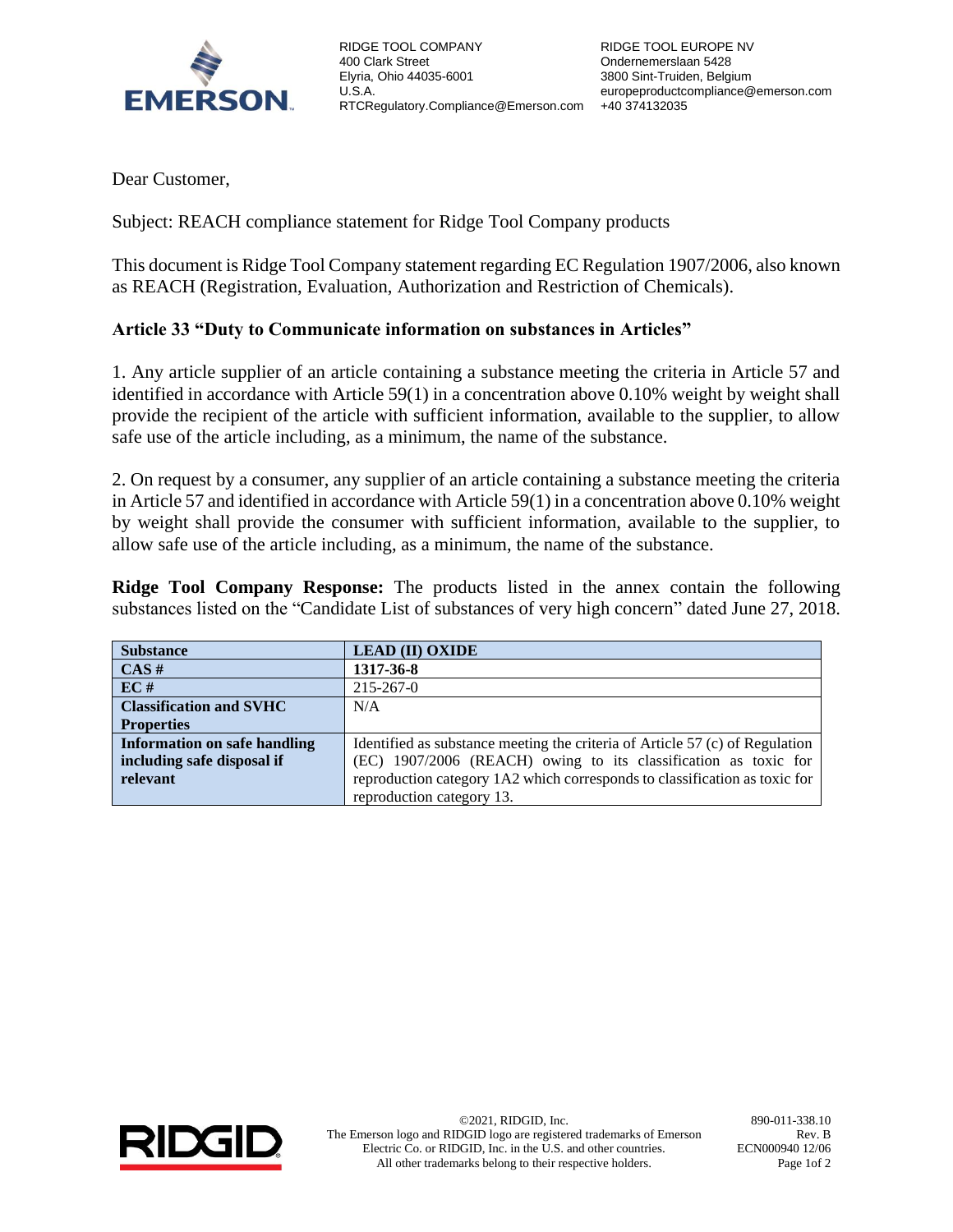RIDGE TOOL COMPANY
400 Clark Street
Elyria, Ohio 44035-6001
U.S.A.
RTCRegulatory.Compliance@Emerson.com

RIDGE TOOL EUROPE NV
Ondernemerslaan 5428
3800 Sint-Truiden, Belgium
europeproductcompliance@emerson.com
+40 374132035

Dear Customer,

Subject: REACH compliance statement for Ridge Tool Company products

This document is Ridge Tool Company statement regarding EC Regulation 1907/2006, also known as REACH (Registration, Evaluation, Authorization and Restriction of Chemicals).

### Article 33 "Duty to Communicate information on substances in Articles"

1. Any article supplier of an article containing a substance meeting the criteria in Article 57 and identified in accordance with Article 59(1) in a concentration above 0.10% weight by weight shall provide the recipient of the article with sufficient information, available to the supplier, to allow safe use of the article including, as a minimum, the name of the substance.

2. On request by a consumer, any supplier of an article containing a substance meeting the criteria in Article 57 and identified in accordance with Article 59(1) in a concentration above 0.10% weight by weight shall provide the consumer with sufficient information, available to the supplier, to allow safe use of the article including, as a minimum, the name of the substance.

**Ridge Tool Company Response:** The products listed in the annex contain the following substances listed on the "Candidate List of substances of very high concern" dated June 27, 2018.

| **Substance** | **LEAD (II) OXIDE** |
|---|---|
| **CAS #** | **1317-36-8** |
| **EC #** | 215-267-0 |
| **Classification and SVHC Properties** | N/A |
| **Information on safe handling including safe disposal if relevant** | Identified as substance meeting the criteria of Article 57 (c) of Regulation (EC) 1907/2006 (REACH) owing to its classification as toxic for reproduction category 1A2 which corresponds to classification as toxic for reproduction category 13. |

©2021, RIDGID, Inc.
The Emerson logo and RIDGID logo are registered trademarks of Emerson Electric Co. or RIDGID, Inc. in the U.S. and other countries.
All other trademarks belong to their respective holders.

890-011-338.10
Rev. B
ECN000940 12/06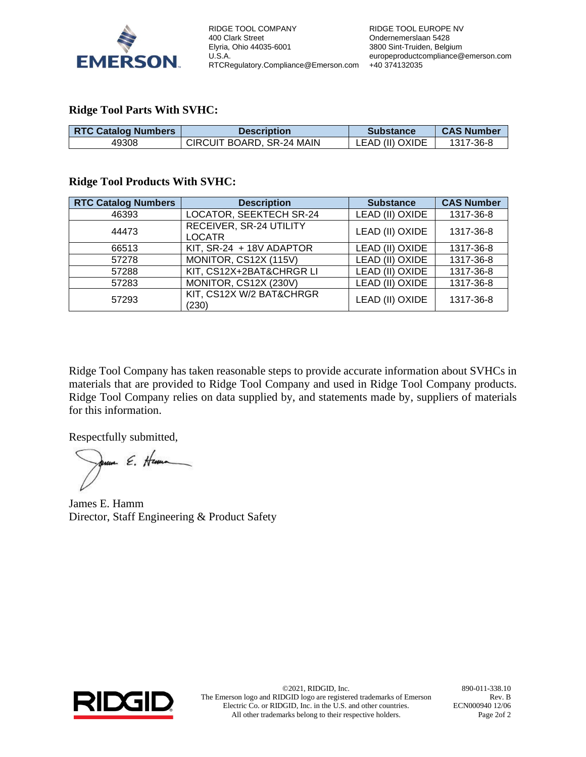RIDGE TOOL COMPANY
400 Clark Street
Elyria, Ohio 44035-6001
U.S.A.
RTCRegulatory.Compliance@Emerson.com

RIDGE TOOL EUROPE NV
Ondernemerslaan 5428
3800 Sint-Truiden, Belgium
europeproductcompliance@emerson.com
+40 374132035

### Ridge Tool Parts With SVHC:

| RTC Catalog Numbers | Description | Substance | CAS Number |
|---|---|---|---|
| 49308 | CIRCUIT BOARD, SR-24 MAIN | LEAD (II) OXIDE | 1317-36-8 |

### Ridge Tool Products With SVHC:

| RTC Catalog Numbers | Description | Substance | CAS Number |
|---|---|---|---|
| 46393 | LOCATOR, SEEKTECH SR-24 | LEAD (II) OXIDE | 1317-36-8 |
| 44473 | RECEIVER, SR-24 UTILITY LOCATR | LEAD (II) OXIDE | 1317-36-8 |
| 66513 | KIT, SR-24 + 18V ADAPTOR | LEAD (II) OXIDE | 1317-36-8 |
| 57278 | MONITOR, CS12X (115V) | LEAD (II) OXIDE | 1317-36-8 |
| 57288 | KIT, CS12X+2BAT&CHRGR LI | LEAD (II) OXIDE | 1317-36-8 |
| 57283 | MONITOR, CS12X (230V) | LEAD (II) OXIDE | 1317-36-8 |
| 57293 | KIT, CS12X W/2 BAT&CHRGR (230) | LEAD (II) OXIDE | 1317-36-8 |

Ridge Tool Company has taken reasonable steps to provide accurate information about SVHCs in materials that are provided to Ridge Tool Company and used in Ridge Tool Company products. Ridge Tool Company relies on data supplied by, and statements made by, suppliers of materials for this information.

Respectfully submitted,

James E. Hamm
Director, Staff Engineering & Product Safety

©2021, RIDGID, Inc.
The Emerson logo and RIDGID logo are registered trademarks of Emerson Electric Co. or RIDGID, Inc. in the U.S. and other countries.
All other trademarks belong to their respective holders.

890-011-338.10
Rev. B
ECN000940 12/06